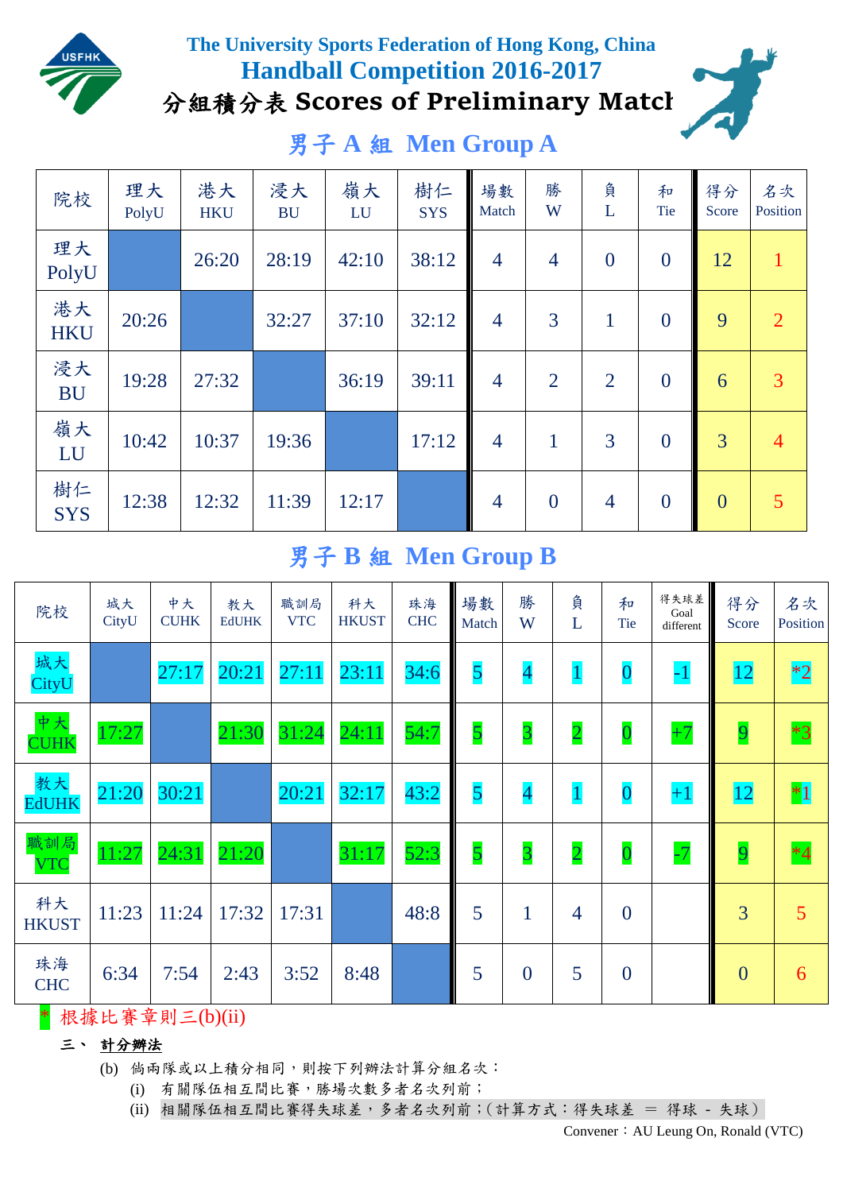# The University Sports Federation of Hong Kong, China

## Handball Competition 2016-2017

## 分組積分表 Scores of Preliminary Match

### 男子 A 組 Men Group A

| 院校 | 理大 PolyU | 港大 HKU | 浸大 BU | 嶺大 LU | 樹仁 SYS | 場數 Match | 勝 W | 負 L | 和 Tie | 得分 Score | 名次 Position |
|---|---|---|---|---|---|---|---|---|---|---|---|
| 理大 PolyU | | 26:20 | 28:19 | 42:10 | 38:12 | 4 | 4 | 0 | 0 | 12 | 1 |
| 港大 HKU | 20:26 | | 32:27 | 37:10 | 32:12 | 4 | 3 | 1 | 0 | 9 | 2 |
| 浸大 BU | 19:28 | 27:32 | | 36:19 | 39:11 | 4 | 2 | 2 | 0 | 6 | 3 |
| 嶺大 LU | 10:42 | 10:37 | 19:36 | | 17:12 | 4 | 1 | 3 | 0 | 3 | 4 |
| 樹仁 SYS | 12:38 | 12:32 | 11:39 | 12:17 | | 4 | 0 | 4 | 0 | 0 | 5 |

### 男子 B 組 Men Group B

| 院校 | 城大 CityU | 中大 CUHK | 教大 EdUHK | 職訓局 VTC | 科大 HKUST | 珠海 CHC | 場數 Match | 勝 W | 負 L | 和 Tie | 得失球差 Goal different | 得分 Score | 名次 Position |
|---|---|---|---|---|---|---|---|---|---|---|---|---|---|
| 城大 CityU | | 27:17 | 20:21 | 27:11 | 23:11 | 34:6 | 5 | 4 | 1 | 0 | -1 | 12 | *2 |
| 中大 CUHK | 17:27 | | 21:30 | 31:24 | 24:11 | 54:7 | 5 | 3 | 2 | 0 | +7 | 9 | *3 |
| 教大 EdUHK | 21:20 | 30:21 | | 20:21 | 32:17 | 43:2 | 5 | 4 | 1 | 0 | +1 | 12 | *1 |
| 職訓局 VTC | 11:27 | 24:31 | 21:20 | | 31:17 | 52:3 | 5 | 3 | 2 | 0 | -7 | 9 | *4 |
| 科大 HKUST | 11:23 | 11:24 | 17:32 | 17:31 | | 48:8 | 5 | 1 | 4 | 0 | | 3 | 5 |
| 珠海 CHC | 6:34 | 7:54 | 2:43 | 3:52 | 8:48 | | 5 | 0 | 5 | 0 | | 0 | 6 |

\* 根據比賽章則三(b)(ii)

三、 **計分辦法**

(b) 倘兩隊或以上積分相同，則按下列辦法計算分組名次：

(i) 有關隊伍相互間比賽，勝場次數多者名次列前；

(ii) 相關隊伍相互間比賽得失球差，多者名次列前；(計算方式：得失球差 ＝ 得球 - 失球)

Convener：AU Leung On, Ronald (VTC)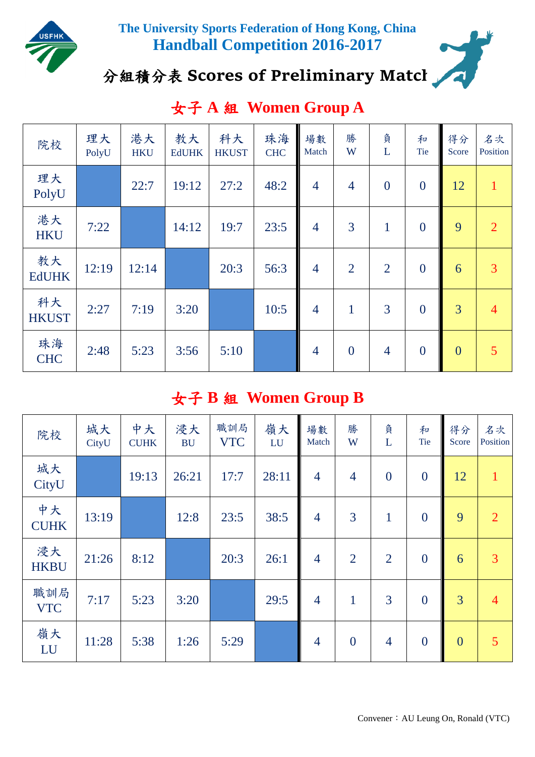# The University Sports Federation of Hong Kong, China
## Handball Competition 2016-2017

## 分組積分表 Scores of Preliminary Match

### 女子 A 組 Women Group A

| 院校 | 理大 PolyU | 港大 HKU | 教大 EdUHK | 科大 HKUST | 珠海 CHC | 場數 Match | 勝 W | 負 L | 和 Tie | 得分 Score | 名次 Position |
|---|---|---|---|---|---|---|---|---|---|---|---|
| 理大 PolyU | | 22:7 | 19:12 | 27:2 | 48:2 | 4 | 4 | 0 | 0 | 12 | 1 |
| 港大 HKU | 7:22 | | 14:12 | 19:7 | 23:5 | 4 | 3 | 1 | 0 | 9 | 2 |
| 教大 EdUHK | 12:19 | 12:14 | | 20:3 | 56:3 | 4 | 2 | 2 | 0 | 6 | 3 |
| 科大 HKUST | 2:27 | 7:19 | 3:20 | | 10:5 | 4 | 1 | 3 | 0 | 3 | 4 |
| 珠海 CHC | 2:48 | 5:23 | 3:56 | 5:10 | | 4 | 0 | 4 | 0 | 0 | 5 |

### 女子 B 組 Women Group B

| 院校 | 城大 CityU | 中大 CUHK | 浸大 BU | 職訓局 VTC | 嶺大 LU | 場數 Match | 勝 W | 負 L | 和 Tie | 得分 Score | 名次 Position |
|---|---|---|---|---|---|---|---|---|---|---|---|
| 城大 CityU | | 19:13 | 26:21 | 17:7 | 28:11 | 4 | 4 | 0 | 0 | 12 | 1 |
| 中大 CUHK | 13:19 | | 12:8 | 23:5 | 38:5 | 4 | 3 | 1 | 0 | 9 | 2 |
| 浸大 HKBU | 21:26 | 8:12 | | 20:3 | 26:1 | 4 | 2 | 2 | 0 | 6 | 3 |
| 職訓局 VTC | 7:17 | 5:23 | 3:20 | | 29:5 | 4 | 1 | 3 | 0 | 3 | 4 |
| 嶺大 LU | 11:28 | 5:38 | 1:26 | 5:29 | | 4 | 0 | 4 | 0 | 0 | 5 |

Convener：AU Leung On, Ronald (VTC)